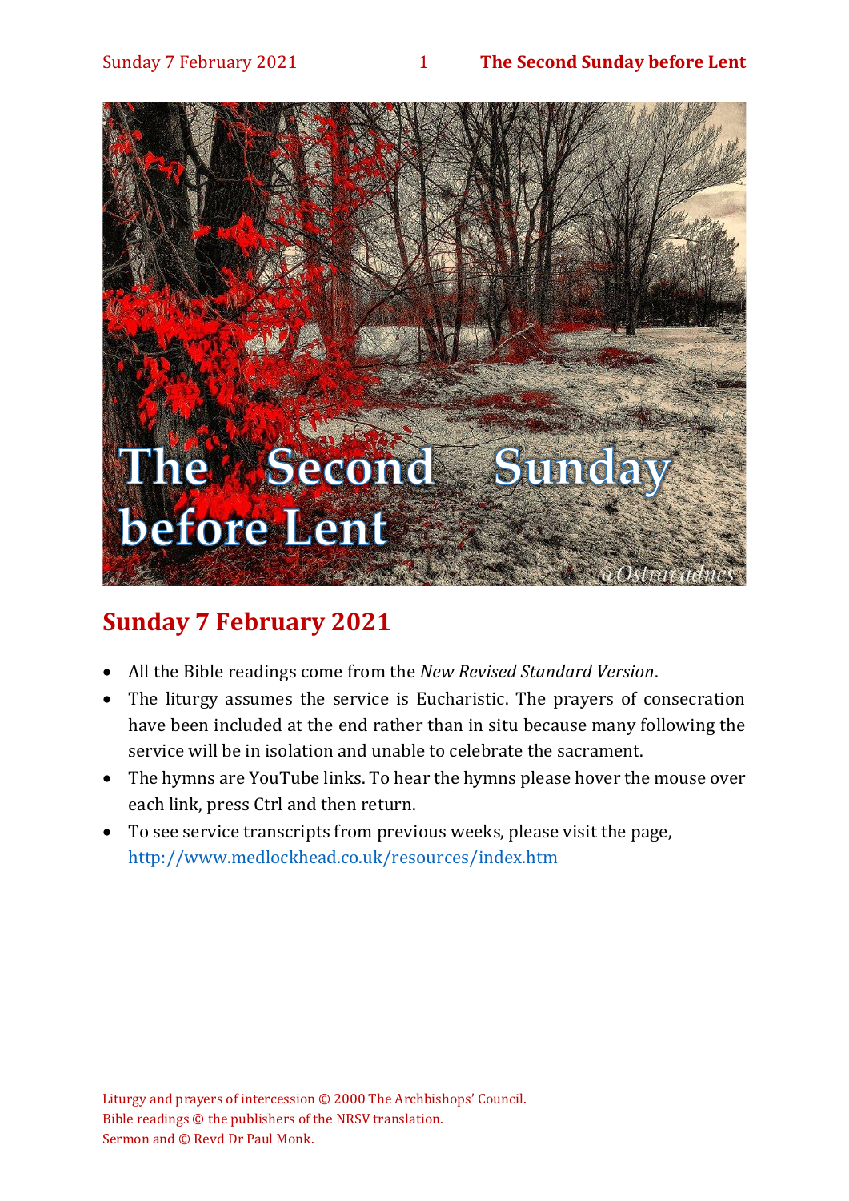# The Second Sunday before Lent

## Sunday 7 February 2021

- All the Bible readings come from the *New Revised Standard Version*.
- The liturgy assumes the service is Eucharistic. The prayers of consecration have been included at the end rather than in situ because many following the service will be in isolation and unable to celebrate the sacrament.
- The hymns are YouTube links. To hear the hymns please hover the mouse over each link, press Ctrl and then return.
- To see service transcripts from previous weeks, please visit the page, http://www.medlockhead.co.uk/resources/index.htm

Liturgy and prayers of intercession © 2000 The Archbishops' Council.
Bible readings © the publishers of the NRSV translation.
Sermon and © Revd Dr Paul Monk.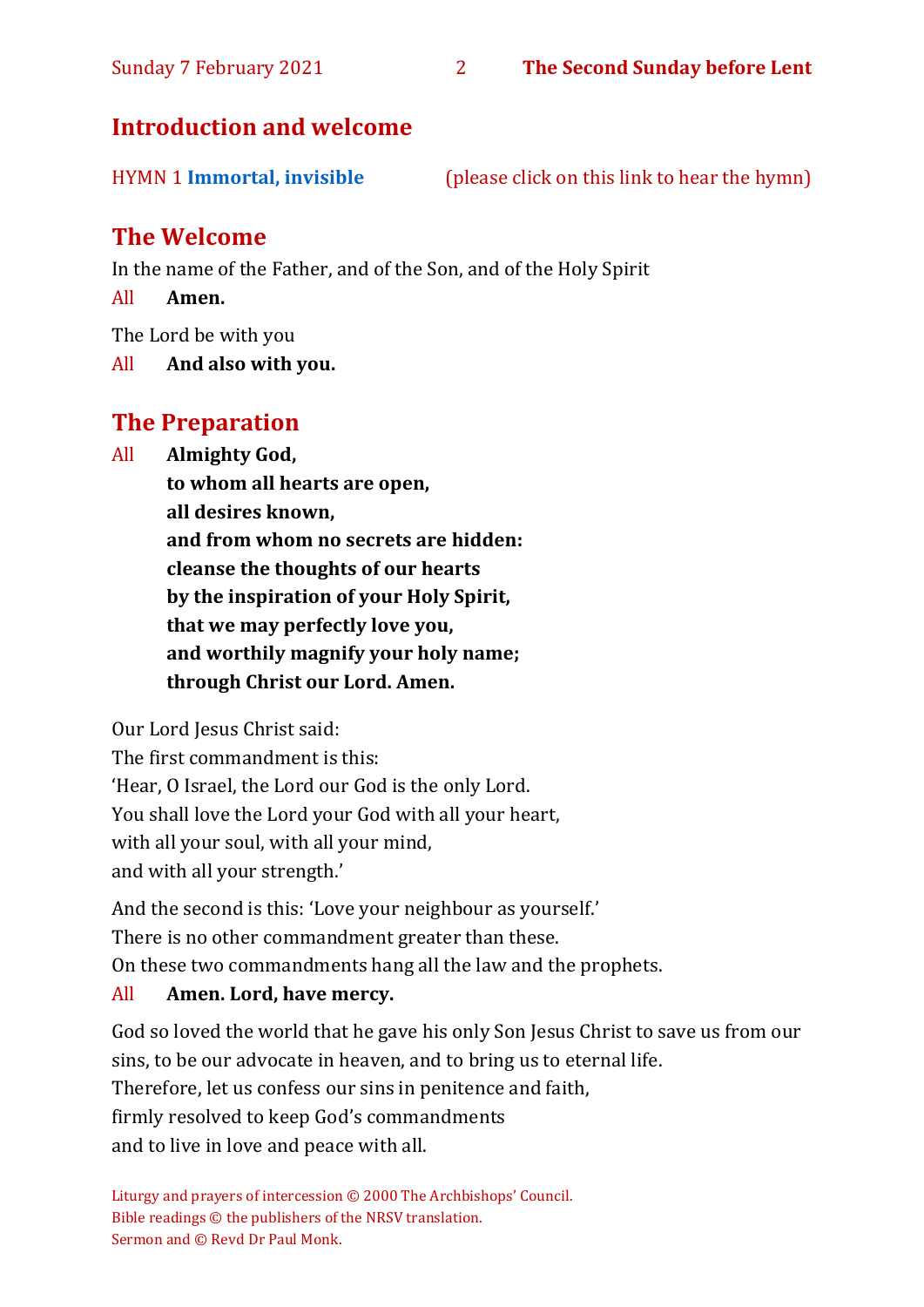## Introduction and welcome

HYMN 1 **Immortal, invisible** (please click on this link to hear the hymn)

## The Welcome

In the name of the Father, and of the Son, and of the Holy Spirit

All **Amen.**

The Lord be with you

All **And also with you.**

## The Preparation

All **Almighty God,**
**to whom all hearts are open,**
**all desires known,**
**and from whom no secrets are hidden:**
**cleanse the thoughts of our hearts**
**by the inspiration of your Holy Spirit,**
**that we may perfectly love you,**
**and worthily magnify your holy name;**
**through Christ our Lord. Amen.**

Our Lord Jesus Christ said:
The first commandment is this:
'Hear, O Israel, the Lord our God is the only Lord.
You shall love the Lord your God with all your heart,
with all your soul, with all your mind,
and with all your strength.'

And the second is this: 'Love your neighbour as yourself.'
There is no other commandment greater than these.
On these two commandments hang all the law and the prophets.

All **Amen. Lord, have mercy.**

God so loved the world that he gave his only Son Jesus Christ to save us from our sins, to be our advocate in heaven, and to bring us to eternal life.
Therefore, let us confess our sins in penitence and faith,
firmly resolved to keep God's commandments
and to live in love and peace with all.

Liturgy and prayers of intercession © 2000 The Archbishops' Council.
Bible readings © the publishers of the NRSV translation.
Sermon and © Revd Dr Paul Monk.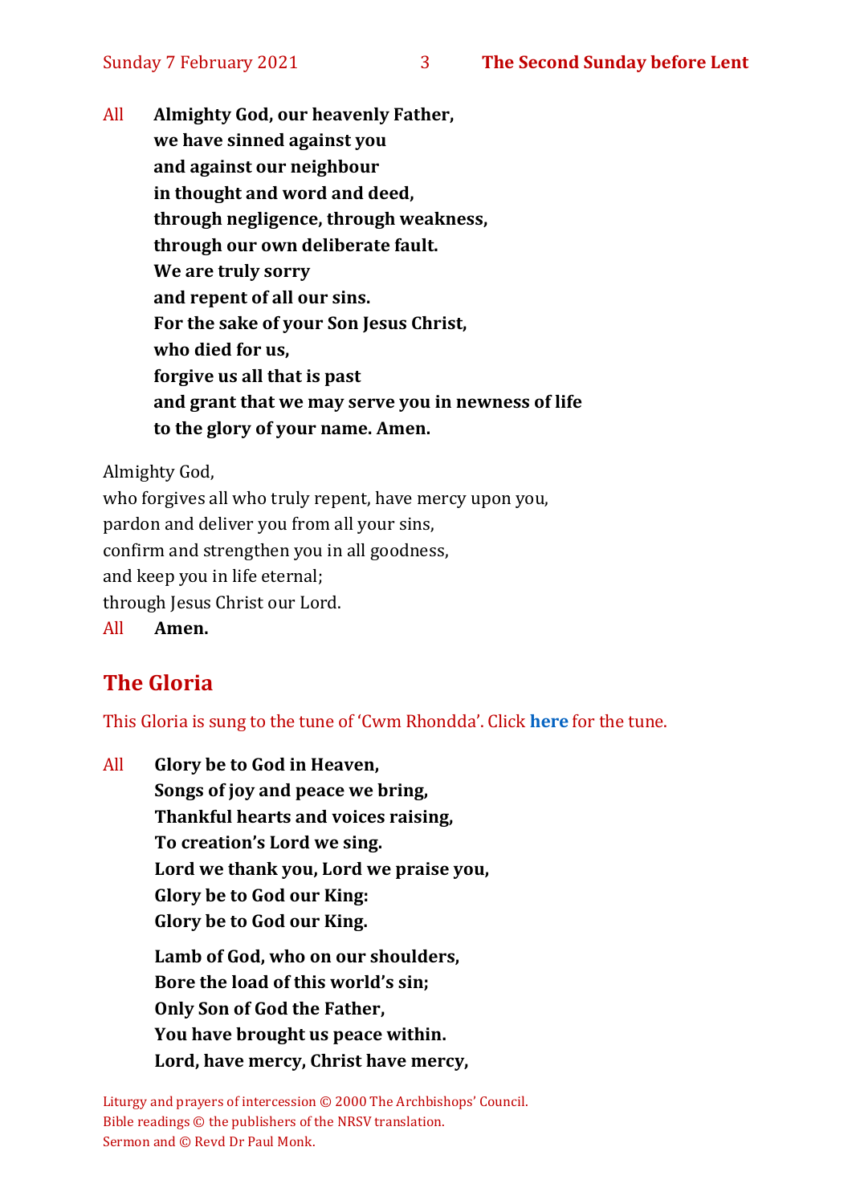All **Almighty God, our heavenly Father,**
**we have sinned against you**
**and against our neighbour**
**in thought and word and deed,**
**through negligence, through weakness,**
**through our own deliberate fault.**
**We are truly sorry**
**and repent of all our sins.**
**For the sake of your Son Jesus Christ,**
**who died for us,**
**forgive us all that is past**
**and grant that we may serve you in newness of life**
**to the glory of your name. Amen.**

Almighty God,
who forgives all who truly repent, have mercy upon you,
pardon and deliver you from all your sins,
confirm and strengthen you in all goodness,
and keep you in life eternal;
through Jesus Christ our Lord.
All **Amen.**

## The Gloria

This Gloria is sung to the tune of 'Cwm Rhondda'. Click **here** for the tune.

All **Glory be to God in Heaven,**
**Songs of joy and peace we bring,**
**Thankful hearts and voices raising,**
**To creation's Lord we sing.**
**Lord we thank you, Lord we praise you,**
**Glory be to God our King:**
**Glory be to God our King.**

**Lamb of God, who on our shoulders,**
**Bore the load of this world's sin;**
**Only Son of God the Father,**
**You have brought us peace within.**
**Lord, have mercy, Christ have mercy,**

Liturgy and prayers of intercession © 2000 The Archbishops' Council.
Bible readings © the publishers of the NRSV translation.
Sermon and © Revd Dr Paul Monk.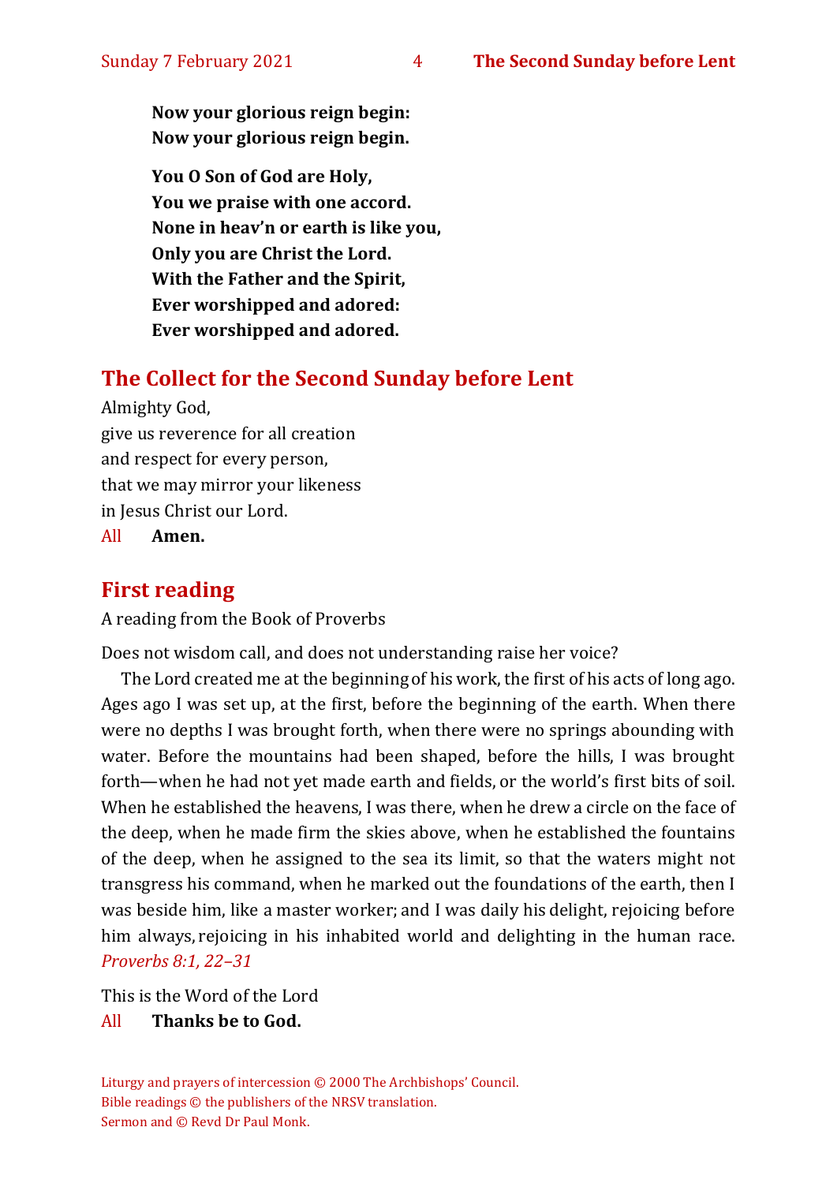**Now your glorious reign begin:**
**Now your glorious reign begin.**

**You O Son of God are Holy,**
**You we praise with one accord.**
**None in heav'n or earth is like you,**
**Only you are Christ the Lord.**
**With the Father and the Spirit,**
**Ever worshipped and adored:**
**Ever worshipped and adored.**

## The Collect for the Second Sunday before Lent

Almighty God,
give us reverence for all creation
and respect for every person,
that we may mirror your likeness
in Jesus Christ our Lord.
All **Amen.**

## First reading

A reading from the Book of Proverbs

Does not wisdom call, and does not understanding raise her voice?

The Lord created me at the beginning of his work, the first of his acts of long ago. Ages ago I was set up, at the first, before the beginning of the earth. When there were no depths I was brought forth, when there were no springs abounding with water. Before the mountains had been shaped, before the hills, I was brought forth—when he had not yet made earth and fields, or the world's first bits of soil. When he established the heavens, I was there, when he drew a circle on the face of the deep, when he made firm the skies above, when he established the fountains of the deep, when he assigned to the sea its limit, so that the waters might not transgress his command, when he marked out the foundations of the earth, then I was beside him, like a master worker; and I was daily his delight, rejoicing before him always, rejoicing in his inhabited world and delighting in the human race. *Proverbs 8:1, 22–31*

This is the Word of the Lord
All **Thanks be to God.**

Liturgy and prayers of intercession © 2000 The Archbishops' Council.
Bible readings © the publishers of the NRSV translation.
Sermon and © Revd Dr Paul Monk.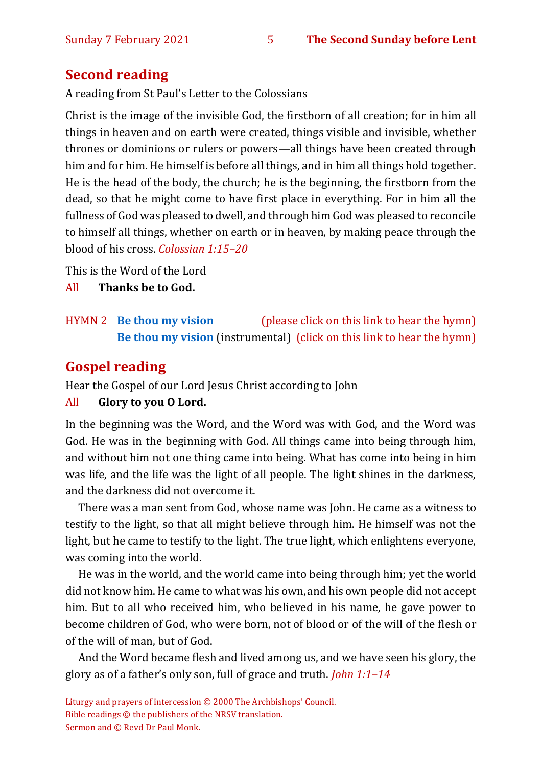## Second reading

A reading from St Paul's Letter to the Colossians

Christ is the image of the invisible God, the firstborn of all creation; for in him all things in heaven and on earth were created, things visible and invisible, whether thrones or dominions or rulers or powers—all things have been created through him and for him. He himself is before all things, and in him all things hold together. He is the head of the body, the church; he is the beginning, the firstborn from the dead, so that he might come to have first place in everything. For in him all the fullness of God was pleased to dwell, and through him God was pleased to reconcile to himself all things, whether on earth or in heaven, by making peace through the blood of his cross. *Colossian 1:15–20*

This is the Word of the Lord

All **Thanks be to God.**

HYMN 2 **Be thou my vision** (please click on this link to hear the hymn)
**Be thou my vision** (instrumental) (click on this link to hear the hymn)

## Gospel reading

Hear the Gospel of our Lord Jesus Christ according to John

All **Glory to you O Lord.**

In the beginning was the Word, and the Word was with God, and the Word was God. He was in the beginning with God. All things came into being through him, and without him not one thing came into being. What has come into being in him was life, and the life was the light of all people. The light shines in the darkness, and the darkness did not overcome it.

There was a man sent from God, whose name was John. He came as a witness to testify to the light, so that all might believe through him. He himself was not the light, but he came to testify to the light. The true light, which enlightens everyone, was coming into the world.

He was in the world, and the world came into being through him; yet the world did not know him. He came to what was his own, and his own people did not accept him. But to all who received him, who believed in his name, he gave power to become children of God, who were born, not of blood or of the will of the flesh or of the will of man, but of God.

And the Word became flesh and lived among us, and we have seen his glory, the glory as of a father's only son, full of grace and truth. *John 1:1–14*

Liturgy and prayers of intercession © 2000 The Archbishops' Council.
Bible readings © the publishers of the NRSV translation.
Sermon and © Revd Dr Paul Monk.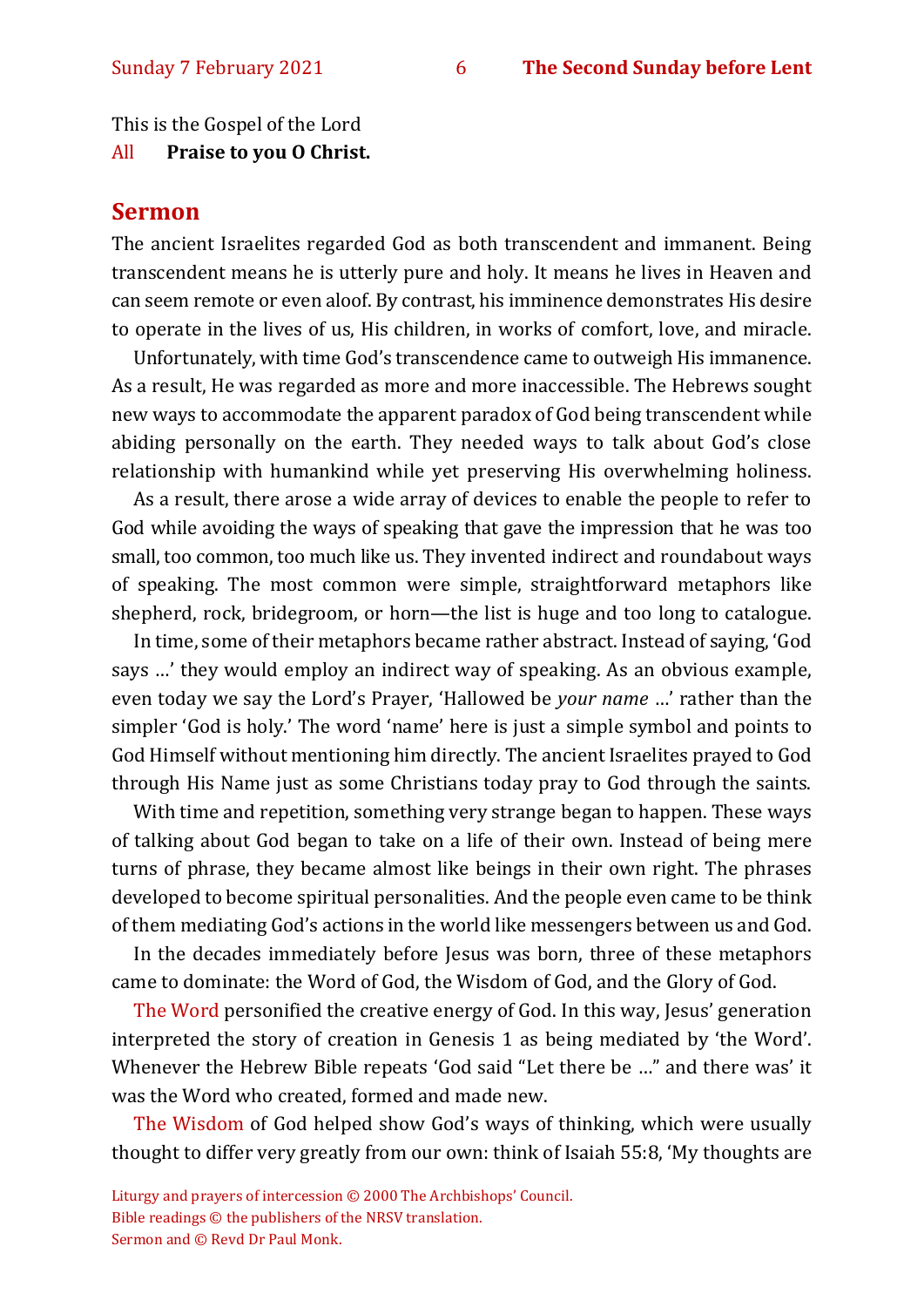This is the Gospel of the Lord

All **Praise to you O Christ.**

## Sermon

The ancient Israelites regarded God as both transcendent and immanent. Being transcendent means he is utterly pure and holy. It means he lives in Heaven and can seem remote or even aloof. By contrast, his imminence demonstrates His desire to operate in the lives of us, His children, in works of comfort, love, and miracle.

Unfortunately, with time God's transcendence came to outweigh His immanence. As a result, He was regarded as more and more inaccessible. The Hebrews sought new ways to accommodate the apparent paradox of God being transcendent while abiding personally on the earth. They needed ways to talk about God's close relationship with humankind while yet preserving His overwhelming holiness.

As a result, there arose a wide array of devices to enable the people to refer to God while avoiding the ways of speaking that gave the impression that he was too small, too common, too much like us. They invented indirect and roundabout ways of speaking. The most common were simple, straightforward metaphors like shepherd, rock, bridegroom, or horn—the list is huge and too long to catalogue.

In time, some of their metaphors became rather abstract. Instead of saying, 'God says …' they would employ an indirect way of speaking. As an obvious example, even today we say the Lord's Prayer, 'Hallowed be *your name* …' rather than the simpler 'God is holy.' The word 'name' here is just a simple symbol and points to God Himself without mentioning him directly. The ancient Israelites prayed to God through His Name just as some Christians today pray to God through the saints.

With time and repetition, something very strange began to happen. These ways of talking about God began to take on a life of their own. Instead of being mere turns of phrase, they became almost like beings in their own right. The phrases developed to become spiritual personalities. And the people even came to be think of them mediating God's actions in the world like messengers between us and God.

In the decades immediately before Jesus was born, three of these metaphors came to dominate: the Word of God, the Wisdom of God, and the Glory of God.

The Word personified the creative energy of God. In this way, Jesus' generation interpreted the story of creation in Genesis 1 as being mediated by 'the Word'. Whenever the Hebrew Bible repeats 'God said "Let there be …" and there was' it was the Word who created, formed and made new.

The Wisdom of God helped show God's ways of thinking, which were usually thought to differ very greatly from our own: think of Isaiah 55:8, 'My thoughts are

Liturgy and prayers of intercession © 2000 The Archbishops' Council.
Bible readings © the publishers of the NRSV translation.
Sermon and © Revd Dr Paul Monk.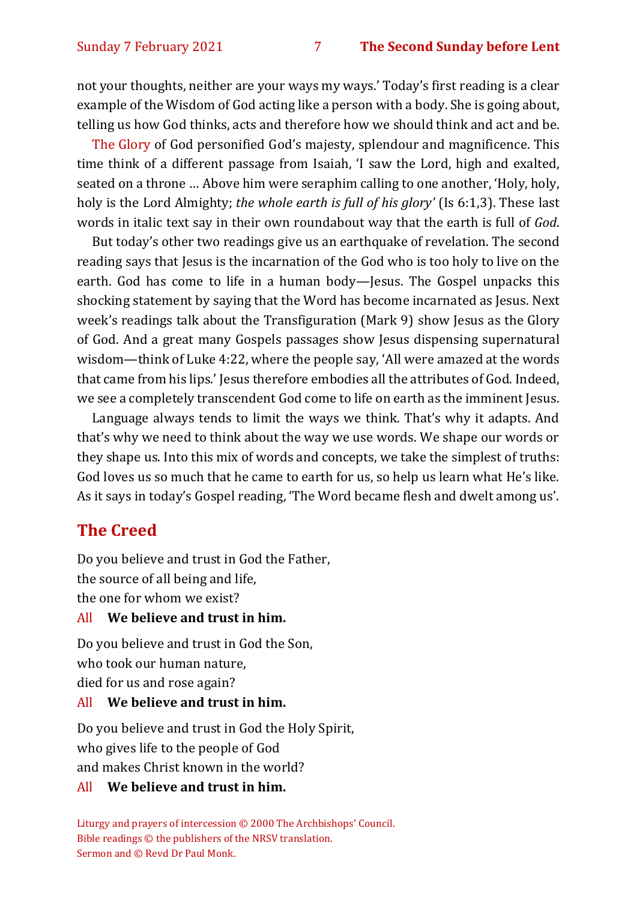not your thoughts, neither are your ways my ways.' Today's first reading is a clear example of the Wisdom of God acting like a person with a body. She is going about, telling us how God thinks, acts and therefore how we should think and act and be.

The Glory of God personified God's majesty, splendour and magnificence. This time think of a different passage from Isaiah, 'I saw the Lord, high and exalted, seated on a throne … Above him were seraphim calling to one another, 'Holy, holy, holy is the Lord Almighty; *the whole earth is full of his glory'* (Is 6:1,3). These last words in italic text say in their own roundabout way that the earth is full of *God*.

But today's other two readings give us an earthquake of revelation. The second reading says that Jesus is the incarnation of the God who is too holy to live on the earth. God has come to life in a human body—Jesus. The Gospel unpacks this shocking statement by saying that the Word has become incarnated as Jesus. Next week's readings talk about the Transfiguration (Mark 9) show Jesus as the Glory of God. And a great many Gospels passages show Jesus dispensing supernatural wisdom—think of Luke 4:22, where the people say, 'All were amazed at the words that came from his lips.' Jesus therefore embodies all the attributes of God. Indeed, we see a completely transcendent God come to life on earth as the imminent Jesus.

Language always tends to limit the ways we think. That's why it adapts. And that's why we need to think about the way we use words. We shape our words or they shape us. Into this mix of words and concepts, we take the simplest of truths: God loves us so much that he came to earth for us, so help us learn what He's like. As it says in today's Gospel reading, 'The Word became flesh and dwelt among us'.

## The Creed

Do you believe and trust in God the Father,
the source of all being and life,
the one for whom we exist?

All **We believe and trust in him.**

Do you believe and trust in God the Son,
who took our human nature,
died for us and rose again?

All **We believe and trust in him.**

Do you believe and trust in God the Holy Spirit,
who gives life to the people of God
and makes Christ known in the world?

All **We believe and trust in him.**

Liturgy and prayers of intercession © 2000 The Archbishops' Council.
Bible readings © the publishers of the NRSV translation.
Sermon and © Revd Dr Paul Monk.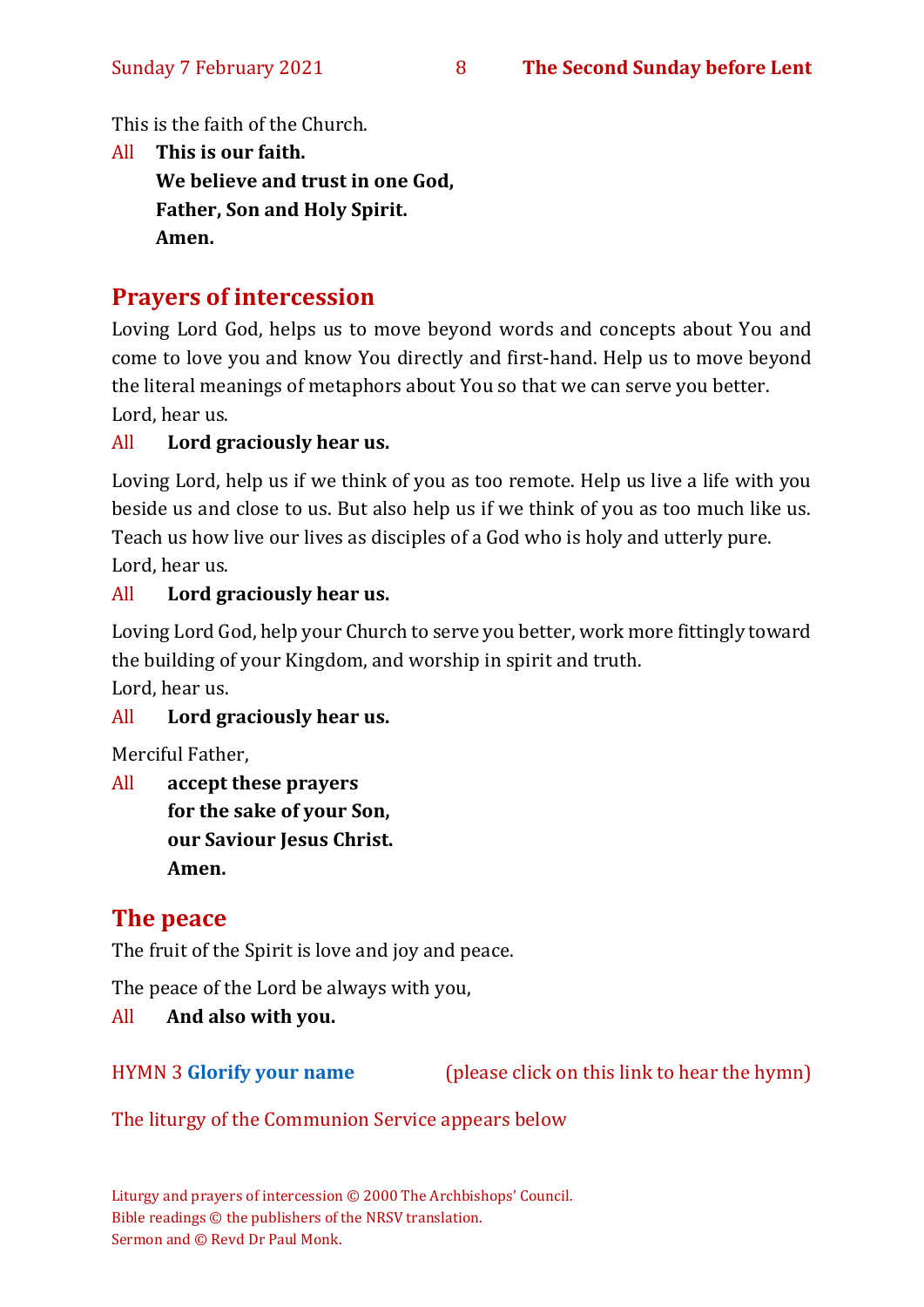This is the faith of the Church.

All **This is our faith.**
**We believe and trust in one God,**
**Father, Son and Holy Spirit.**
**Amen.**

## Prayers of intercession

Loving Lord God, helps us to move beyond words and concepts about You and come to love you and know You directly and first-hand. Help us to move beyond the literal meanings of metaphors about You so that we can serve you better.
Lord, hear us.

All **Lord graciously hear us.**

Loving Lord, help us if we think of you as too remote. Help us live a life with you beside us and close to us. But also help us if we think of you as too much like us. Teach us how live our lives as disciples of a God who is holy and utterly pure.
Lord, hear us.

All **Lord graciously hear us.**

Loving Lord God, help your Church to serve you better, work more fittingly toward the building of your Kingdom, and worship in spirit and truth.
Lord, hear us.

All **Lord graciously hear us.**

Merciful Father,

All **accept these prayers**
**for the sake of your Son,**
**our Saviour Jesus Christ.**
**Amen.**

## The peace

The fruit of the Spirit is love and joy and peace.

The peace of the Lord be always with you,

All **And also with you.**

HYMN 3 **Glorify your name** (please click on this link to hear the hymn)

The liturgy of the Communion Service appears below

Liturgy and prayers of intercession © 2000 The Archbishops' Council.
Bible readings © the publishers of the NRSV translation.
Sermon and © Revd Dr Paul Monk.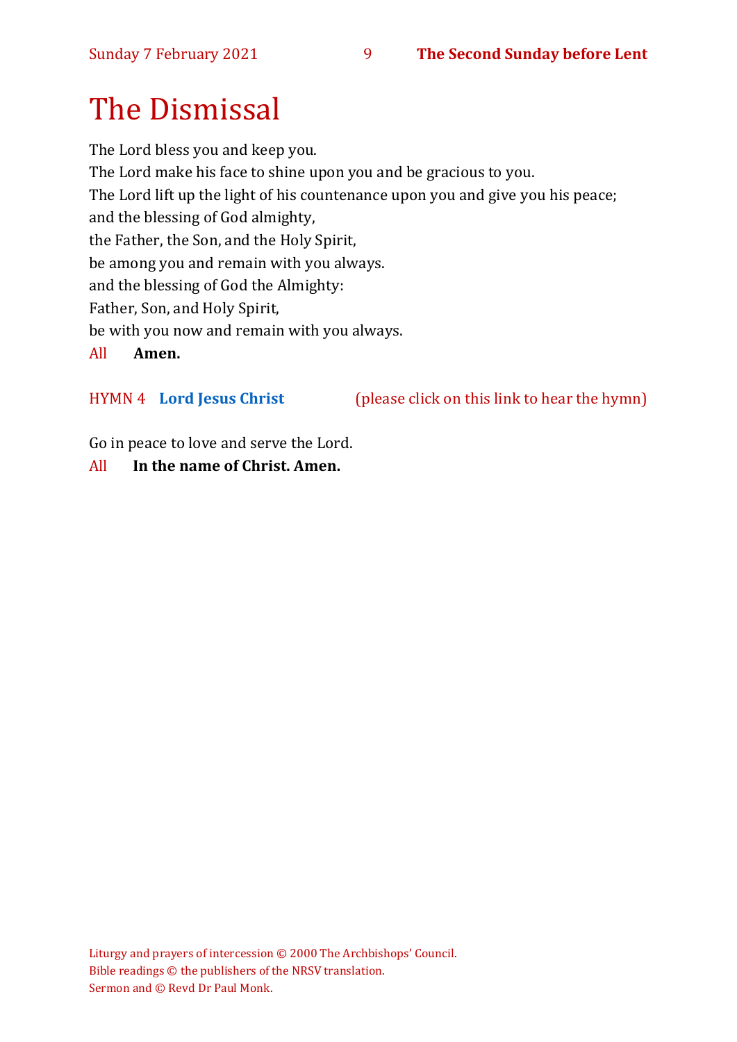# The Dismissal

The Lord bless you and keep you.
The Lord make his face to shine upon you and be gracious to you.
The Lord lift up the light of his countenance upon you and give you his peace;
and the blessing of God almighty,
the Father, the Son, and the Holy Spirit,
be among you and remain with you always.
and the blessing of God the Almighty:
Father, Son, and Holy Spirit,
be with you now and remain with you always.

All **Amen.**

HYMN 4 **Lord Jesus Christ** (please click on this link to hear the hymn)

Go in peace to love and serve the Lord.

All **In the name of Christ. Amen.**

Liturgy and prayers of intercession © 2000 The Archbishops' Council.
Bible readings © the publishers of the NRSV translation.
Sermon and © Revd Dr Paul Monk.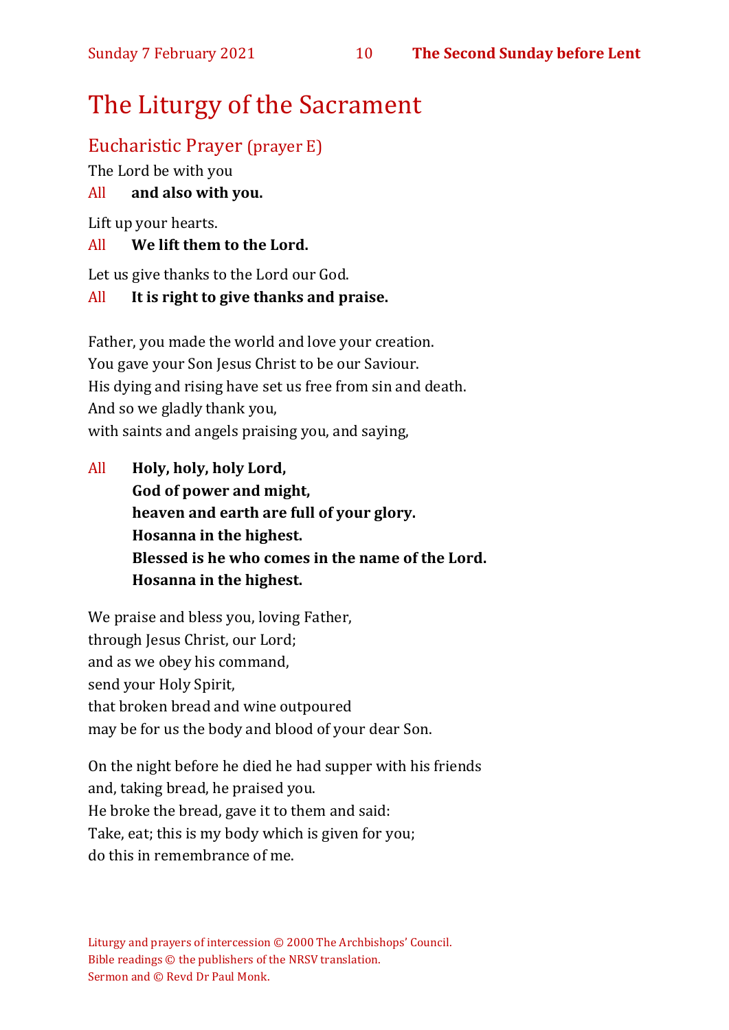# The Liturgy of the Sacrament

## Eucharistic Prayer (prayer E)

The Lord be with you

All **and also with you.**

Lift up your hearts.

All **We lift them to the Lord.**

Let us give thanks to the Lord our God.

All **It is right to give thanks and praise.**

Father, you made the world and love your creation.
You gave your Son Jesus Christ to be our Saviour.
His dying and rising have set us free from sin and death.
And so we gladly thank you,
with saints and angels praising you, and saying,

All **Holy, holy, holy Lord,**
**God of power and might,**
**heaven and earth are full of your glory.**
**Hosanna in the highest.**
**Blessed is he who comes in the name of the Lord.**
**Hosanna in the highest.**

We praise and bless you, loving Father,
through Jesus Christ, our Lord;
and as we obey his command,
send your Holy Spirit,
that broken bread and wine outpoured
may be for us the body and blood of your dear Son.

On the night before he died he had supper with his friends
and, taking bread, he praised you.
He broke the bread, gave it to them and said:
Take, eat; this is my body which is given for you;
do this in remembrance of me.

Liturgy and prayers of intercession © 2000 The Archbishops' Council.
Bible readings © the publishers of the NRSV translation.
Sermon and © Revd Dr Paul Monk.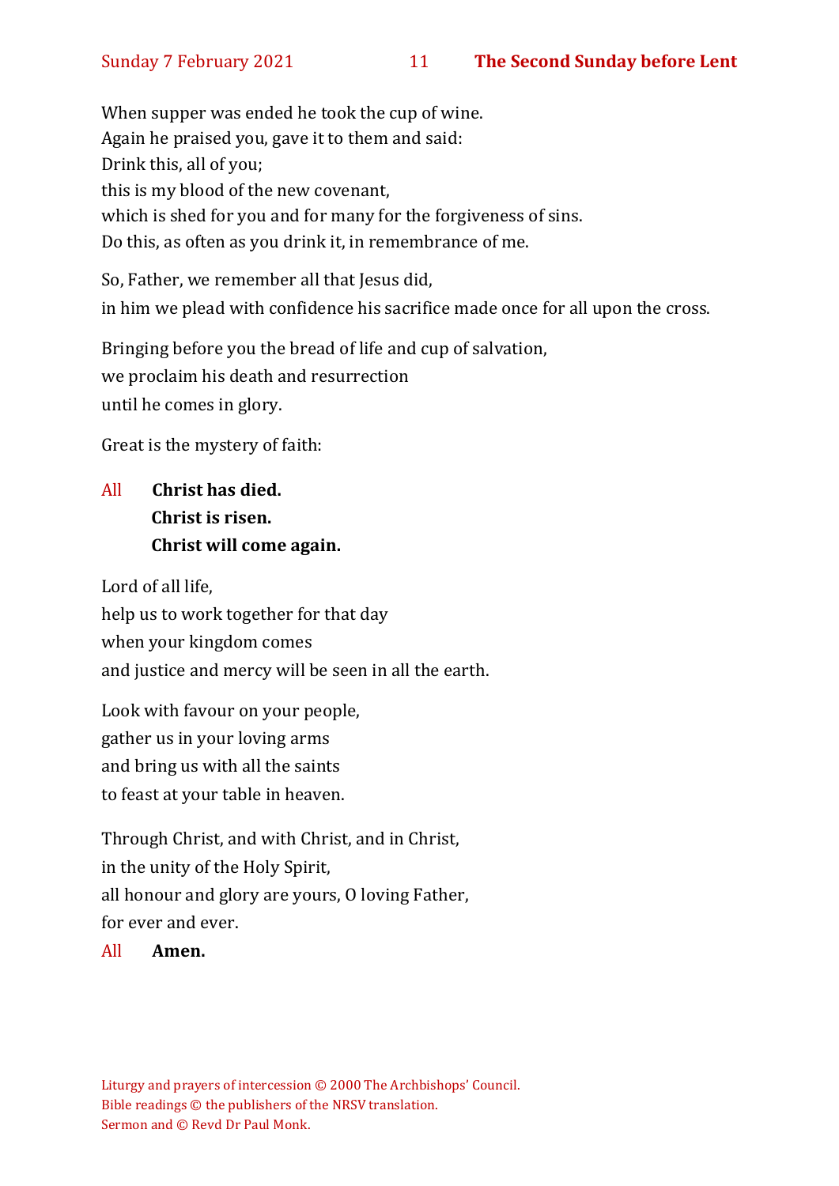When supper was ended he took the cup of wine.
Again he praised you, gave it to them and said:
Drink this, all of you;
this is my blood of the new covenant,
which is shed for you and for many for the forgiveness of sins.
Do this, as often as you drink it, in remembrance of me.

So, Father, we remember all that Jesus did,
in him we plead with confidence his sacrifice made once for all upon the cross.

Bringing before you the bread of life and cup of salvation,
we proclaim his death and resurrection
until he comes in glory.

Great is the mystery of faith:

All **Christ has died.**
**Christ is risen.**
**Christ will come again.**

Lord of all life,
help us to work together for that day
when your kingdom comes
and justice and mercy will be seen in all the earth.

Look with favour on your people,
gather us in your loving arms
and bring us with all the saints
to feast at your table in heaven.

Through Christ, and with Christ, and in Christ,
in the unity of the Holy Spirit,
all honour and glory are yours, O loving Father,
for ever and ever.

All **Amen.**

Liturgy and prayers of intercession © 2000 The Archbishops' Council.
Bible readings © the publishers of the NRSV translation.
Sermon and © Revd Dr Paul Monk.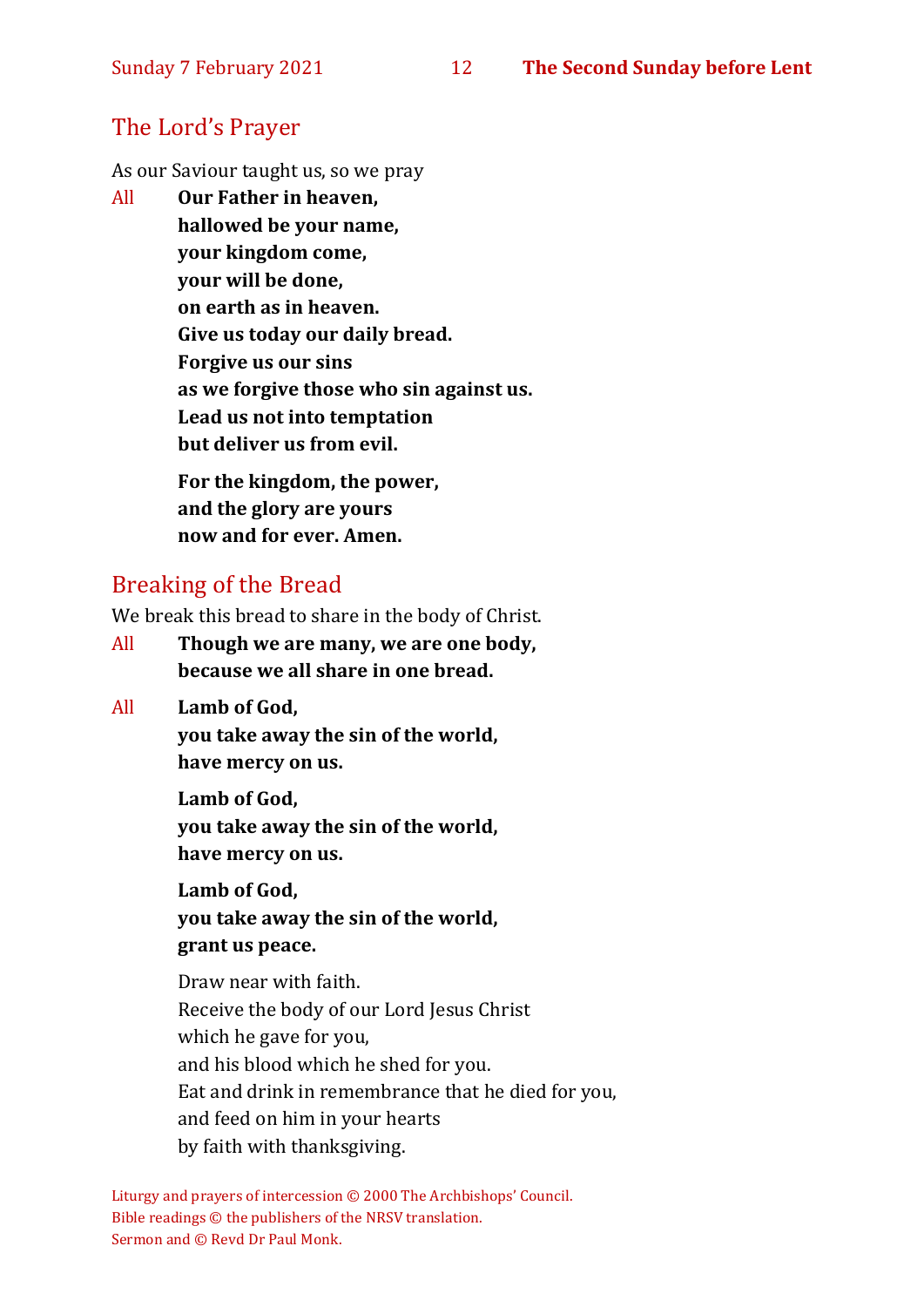## The Lord's Prayer

As our Saviour taught us, so we pray

All **Our Father in heaven,**
**hallowed be your name,**
**your kingdom come,**
**your will be done,**
**on earth as in heaven.**
**Give us today our daily bread.**
**Forgive us our sins**
**as we forgive those who sin against us.**
**Lead us not into temptation**
**but deliver us from evil.**

**For the kingdom, the power,**
**and the glory are yours**
**now and for ever. Amen.**

## Breaking of the Bread

We break this bread to share in the body of Christ.

All **Though we are many, we are one body,**
**because we all share in one bread.**

All **Lamb of God,**
**you take away the sin of the world,**
**have mercy on us.**

**Lamb of God,**
**you take away the sin of the world,**
**have mercy on us.**

**Lamb of God,**
**you take away the sin of the world,**
**grant us peace.**

Draw near with faith.
Receive the body of our Lord Jesus Christ
which he gave for you,
and his blood which he shed for you.
Eat and drink in remembrance that he died for you,
and feed on him in your hearts
by faith with thanksgiving.

Liturgy and prayers of intercession © 2000 The Archbishops' Council.
Bible readings © the publishers of the NRSV translation.
Sermon and © Revd Dr Paul Monk.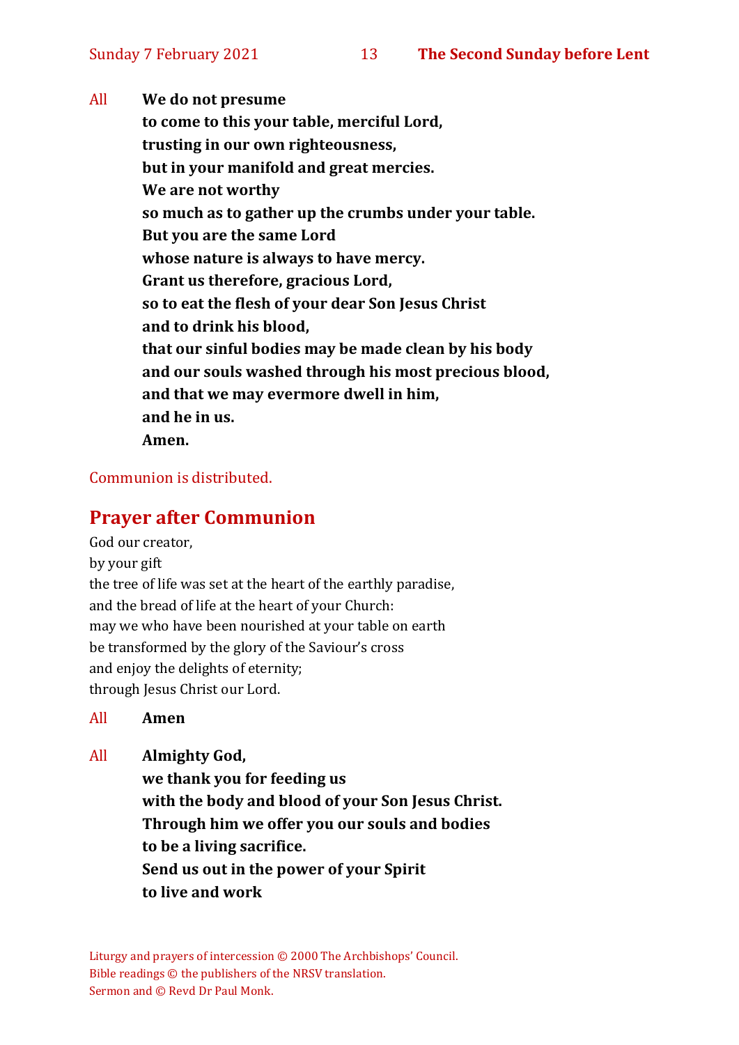All **We do not presume**
**to come to this your table, merciful Lord,**
**trusting in our own righteousness,**
**but in your manifold and great mercies.**
**We are not worthy**
**so much as to gather up the crumbs under your table.**
**But you are the same Lord**
**whose nature is always to have mercy.**
**Grant us therefore, gracious Lord,**
**so to eat the flesh of your dear Son Jesus Christ**
**and to drink his blood,**
**that our sinful bodies may be made clean by his body**
**and our souls washed through his most precious blood,**
**and that we may evermore dwell in him,**
**and he in us.**
**Amen.**

Communion is distributed.

## Prayer after Communion

God our creator,
by your gift
the tree of life was set at the heart of the earthly paradise,
and the bread of life at the heart of your Church:
may we who have been nourished at your table on earth
be transformed by the glory of the Saviour's cross
and enjoy the delights of eternity;
through Jesus Christ our Lord.

All **Amen**

All **Almighty God,**
**we thank you for feeding us**
**with the body and blood of your Son Jesus Christ.**
**Through him we offer you our souls and bodies**
**to be a living sacrifice.**
**Send us out in the power of your Spirit**
**to live and work**

Liturgy and prayers of intercession © 2000 The Archbishops' Council.
Bible readings © the publishers of the NRSV translation.
Sermon and © Revd Dr Paul Monk.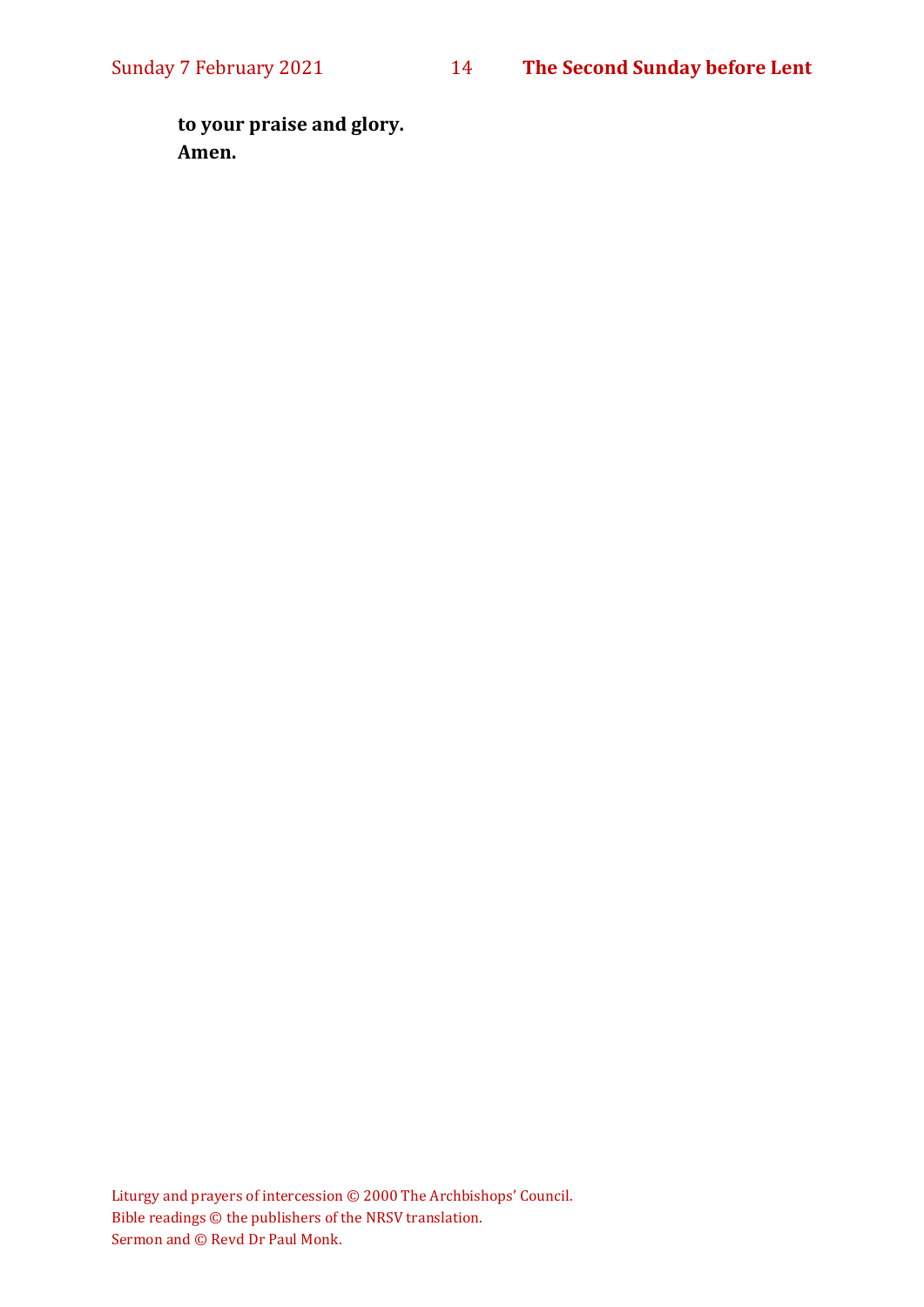**to your praise and glory.**
**Amen.**

Liturgy and prayers of intercession © 2000 The Archbishops' Council.
Bible readings © the publishers of the NRSV translation.
Sermon and © Revd Dr Paul Monk.